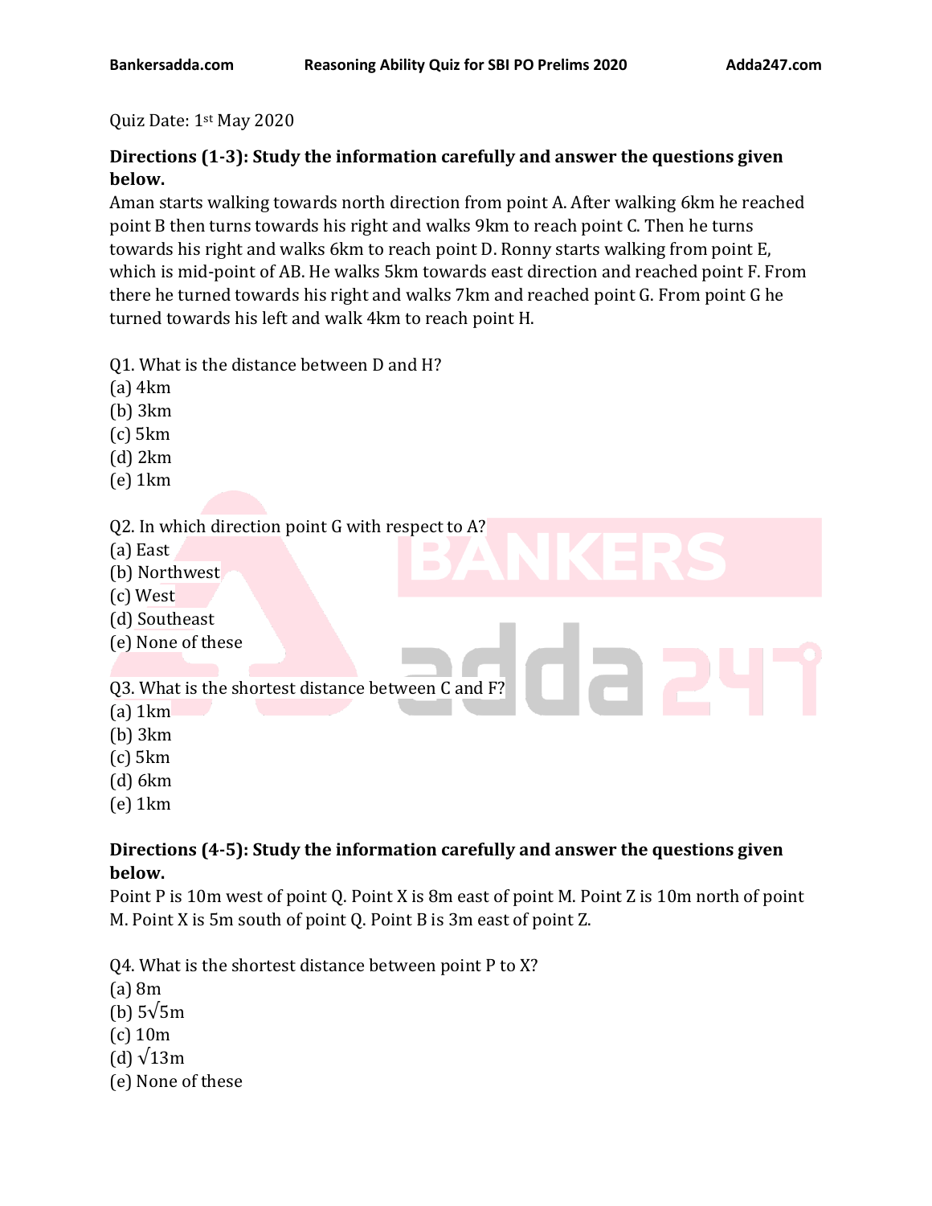Quiz Date: 1st May 2020

**Directions (1-3): Study the information carefully and answer the questions given below.**

Aman starts walking towards north direction from point A. After walking 6km he reached point B then turns towards his right and walks 9km to reach point C. Then he turns towards his right and walks 6km to reach point D. Ronny starts walking from point E, which is mid-point of AB. He walks 5km towards east direction and reached point F. From there he turned towards his right and walks 7km and reached point G. From point G he turned towards his left and walk 4km to reach point H.

Q1. What is the distance between D and H?
(a) 4km
(b) 3km
(c) 5km
(d) 2km
(e) 1km

Q2. In which direction point G with respect to A?
(a) East
(b) Northwest
(c) West
(d) Southeast
(e) None of these

Q3. What is the shortest distance between C and F?
(a) 1km
(b) 3km
(c) 5km
(d) 6km
(e) 1km

**Directions (4-5): Study the information carefully and answer the questions given below.**

Point P is 10m west of point Q. Point X is 8m east of point M. Point Z is 10m north of point M. Point X is 5m south of point Q. Point B is 3m east of point Z.

Q4. What is the shortest distance between point P to X?
(a) 8m
(b) $5\sqrt{5}$m
(c) 10m
(d) $\sqrt{13}$m
(e) None of these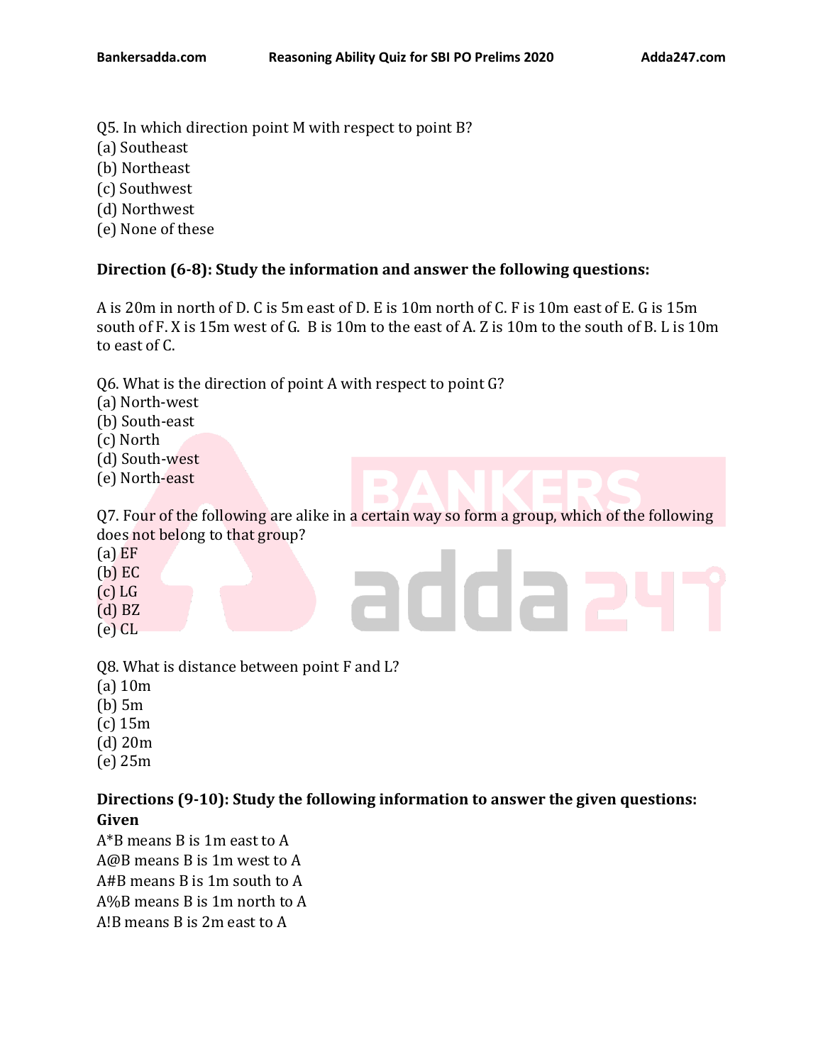Q5. In which direction point M with respect to point B?
(a) Southeast
(b) Northeast
(c) Southwest
(d) Northwest
(e) None of these

**Direction (6-8): Study the information and answer the following questions:**

A is 20m in north of D. C is 5m east of D. E is 10m north of C. F is 10m east of E. G is 15m south of F. X is 15m west of G. B is 10m to the east of A. Z is 10m to the south of B. L is 10m to east of C.

Q6. What is the direction of point A with respect to point G?
(a) North-west
(b) South-east
(c) North
(d) South-west
(e) North-east

Q7. Four of the following are alike in a certain way so form a group, which of the following does not belong to that group?
(a) EF
(b) EC
(c) LG
(d) BZ
(e) CL

Q8. What is distance between point F and L?
(a) 10m
(b) 5m
(c) 15m
(d) 20m
(e) 25m

**Directions (9-10): Study the following information to answer the given questions:**
**Given**

A*B means B is 1m east to A
A@B means B is 1m west to A
A#B means B is 1m south to A
A%B means B is 1m north to A
A!B means B is 2m east to A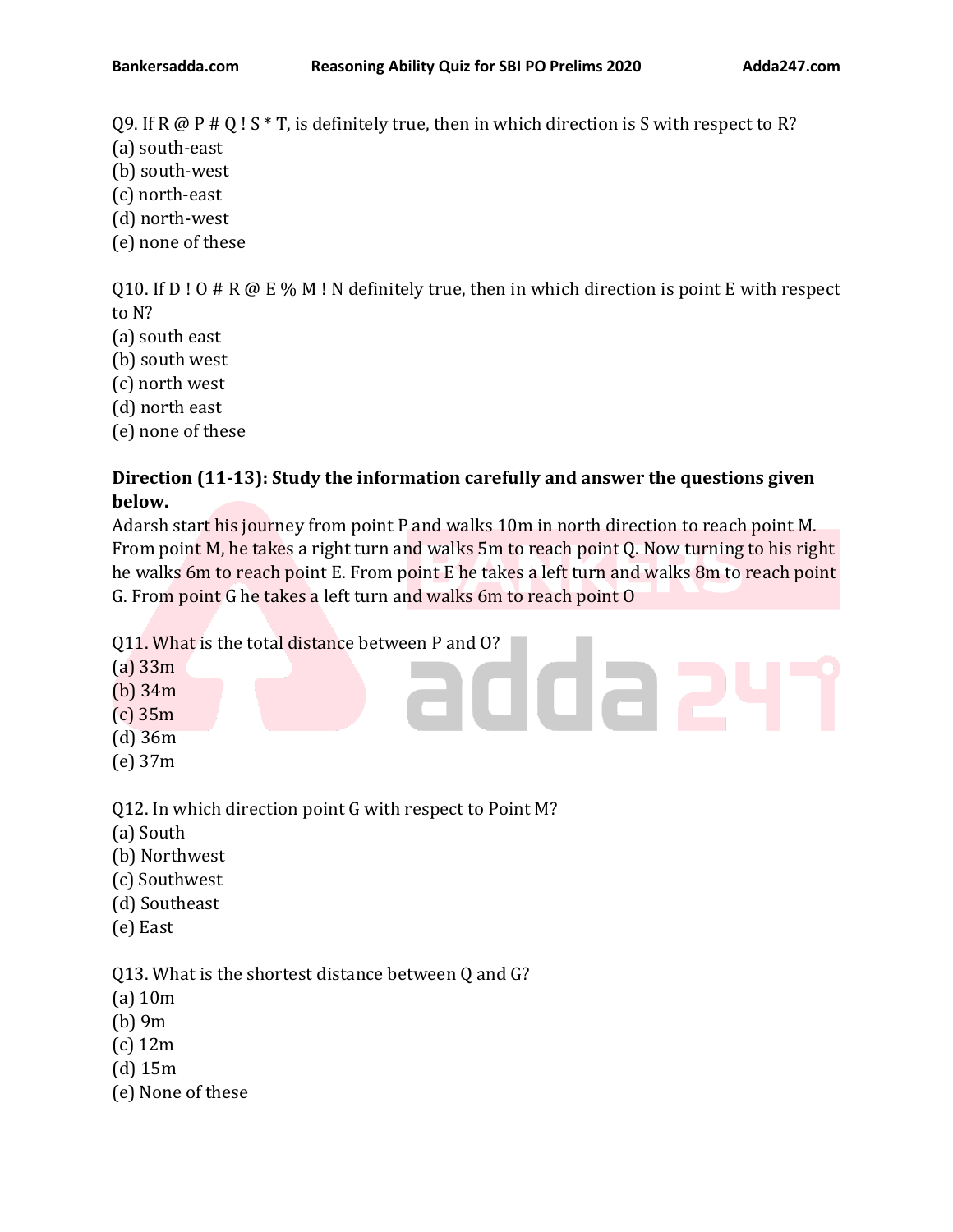Q9. If R @ P # Q ! S * T, is definitely true, then in which direction is S with respect to R?
(a) south-east
(b) south-west
(c) north-east
(d) north-west
(e) none of these

Q10. If D ! O # R @ E % M ! N definitely true, then in which direction is point E with respect to N?
(a) south east
(b) south west
(c) north west
(d) north east
(e) none of these

**Direction (11-13): Study the information carefully and answer the questions given below.**

Adarsh start his journey from point P and walks 10m in north direction to reach point M. From point M, he takes a right turn and walks 5m to reach point Q. Now turning to his right he walks 6m to reach point E. From point E he takes a left turn and walks 8m to reach point G. From point G he takes a left turn and walks 6m to reach point O

Q11. What is the total distance between P and O?
(a) 33m
(b) 34m
(c) 35m
(d) 36m
(e) 37m

Q12. In which direction point G with respect to Point M?
(a) South
(b) Northwest
(c) Southwest
(d) Southeast
(e) East

Q13. What is the shortest distance between Q and G?
(a) 10m
(b) 9m
(c) 12m
(d) 15m
(e) None of these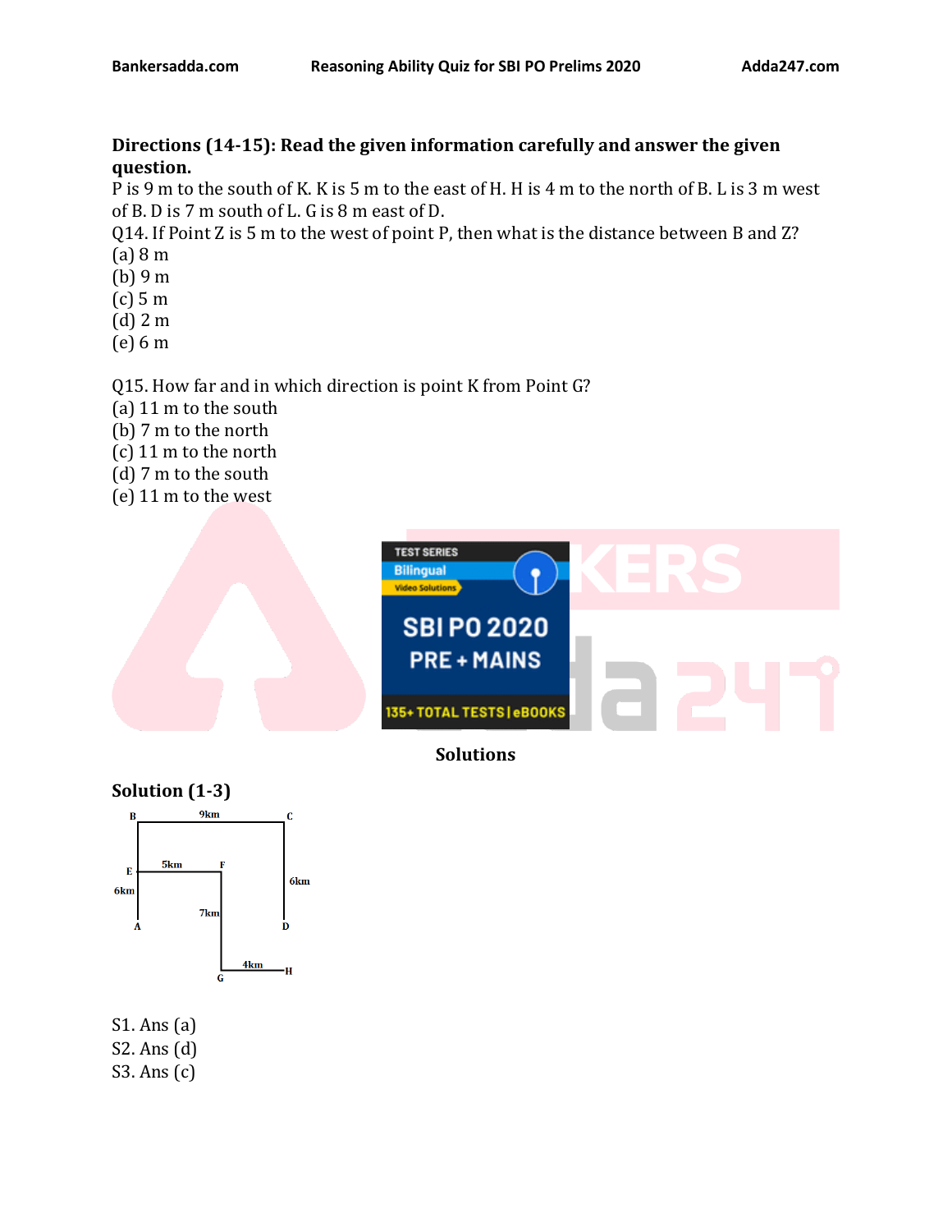**Directions (14-15): Read the given information carefully and answer the given question.**

P is 9 m to the south of K. K is 5 m to the east of H. H is 4 m to the north of B. L is 3 m west of B. D is 7 m south of L. G is 8 m east of D.

Q14. If Point Z is 5 m to the west of point P, then what is the distance between B and Z?

(a) 8 m
(b) 9 m
(c) 5 m
(d) 2 m
(e) 6 m

Q15. How far and in which direction is point K from Point G?

(a) 11 m to the south
(b) 7 m to the north
(c) 11 m to the north
(d) 7 m to the south
(e) 11 m to the west

**Solutions**

**Solution (1-3)**

S1. Ans (a)
S2. Ans (d)
S3. Ans (c)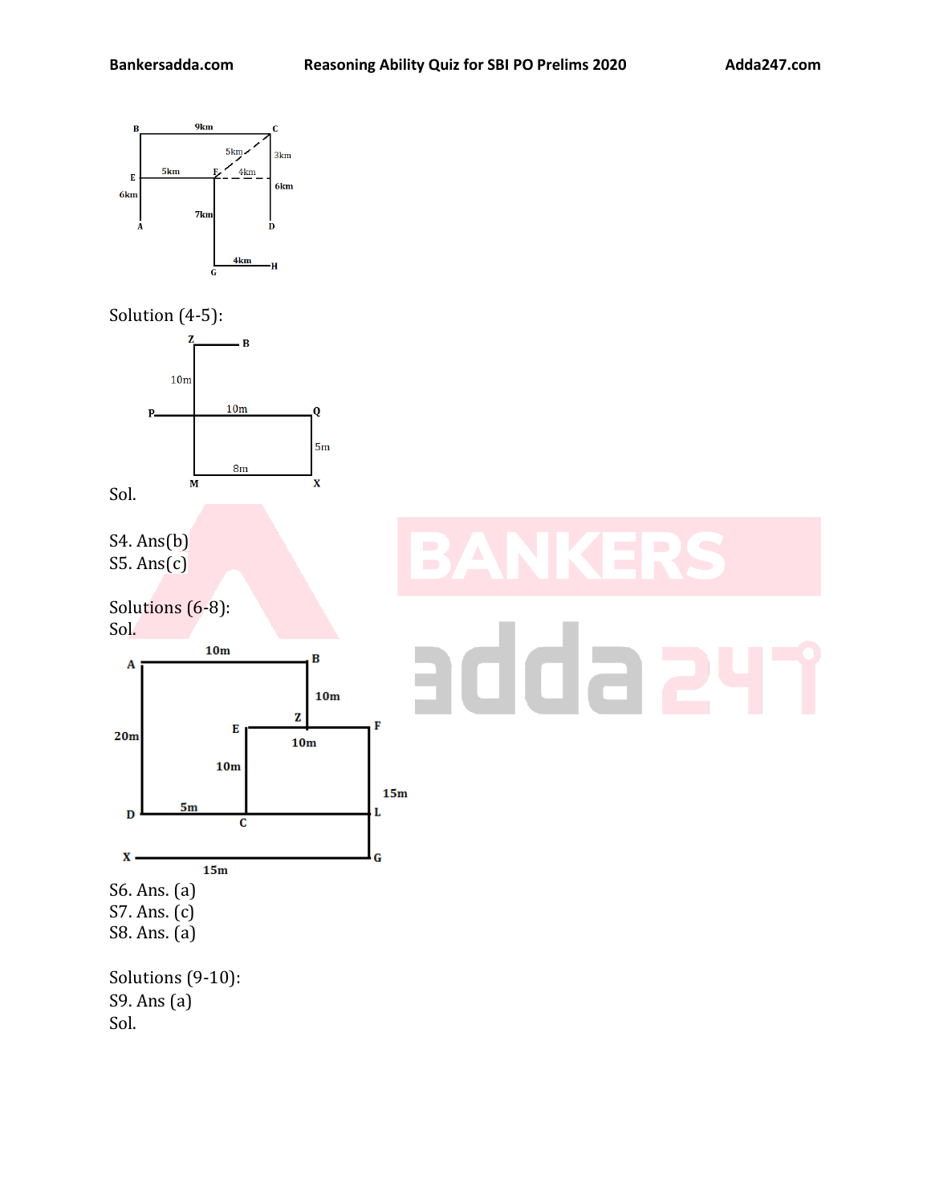Solution (4-5):

Sol.

S4. Ans(b)
S5. Ans(c)

Solutions (6-8):
Sol.

S6. Ans. (a)
S7. Ans. (c)
S8. Ans. (a)

Solutions (9-10):
S9. Ans (a)
Sol.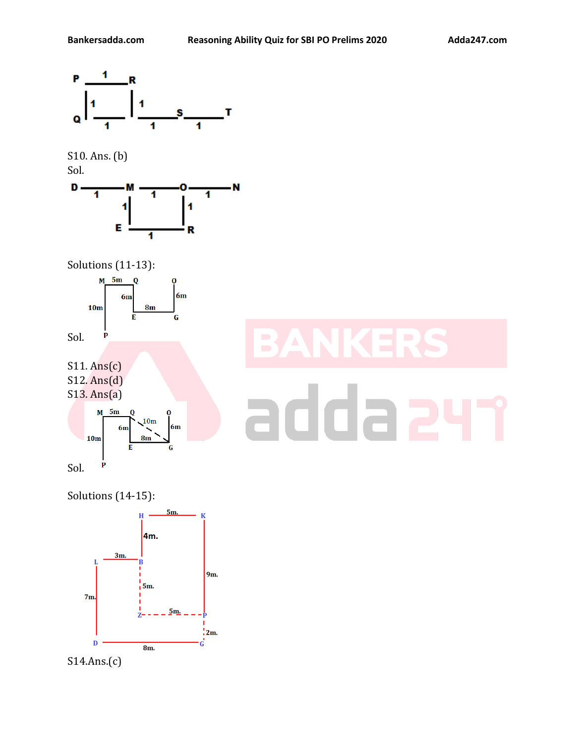S10. Ans. (b)

Sol.

Solutions (11-13):

Sol.

S11. Ans(c)

S12. Ans(d)

S13. Ans(a)

Sol.

Solutions (14-15):

S14.Ans.(c)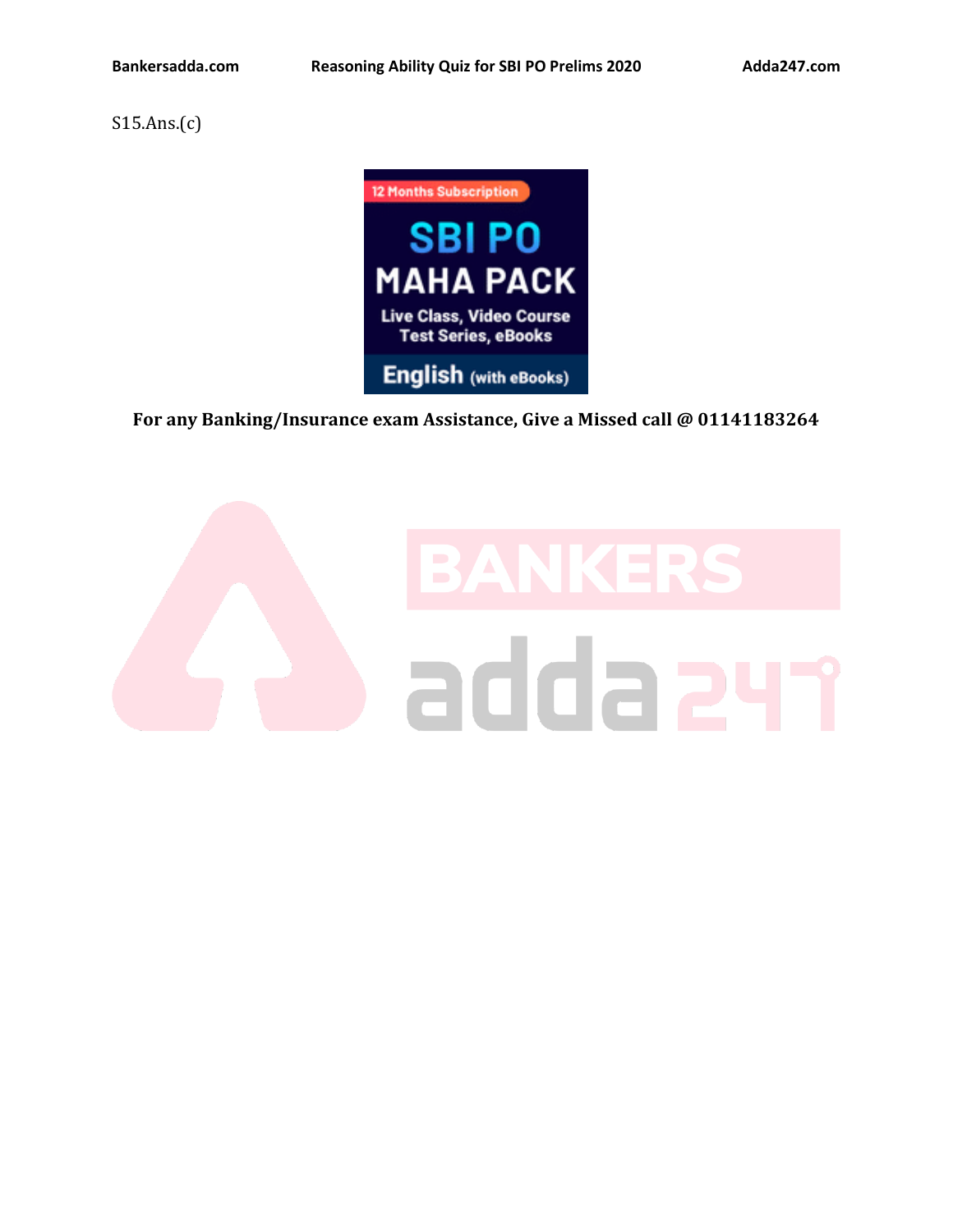S15.Ans.(c)

**For any Banking/Insurance exam Assistance, Give a Missed call @ 01141183264**